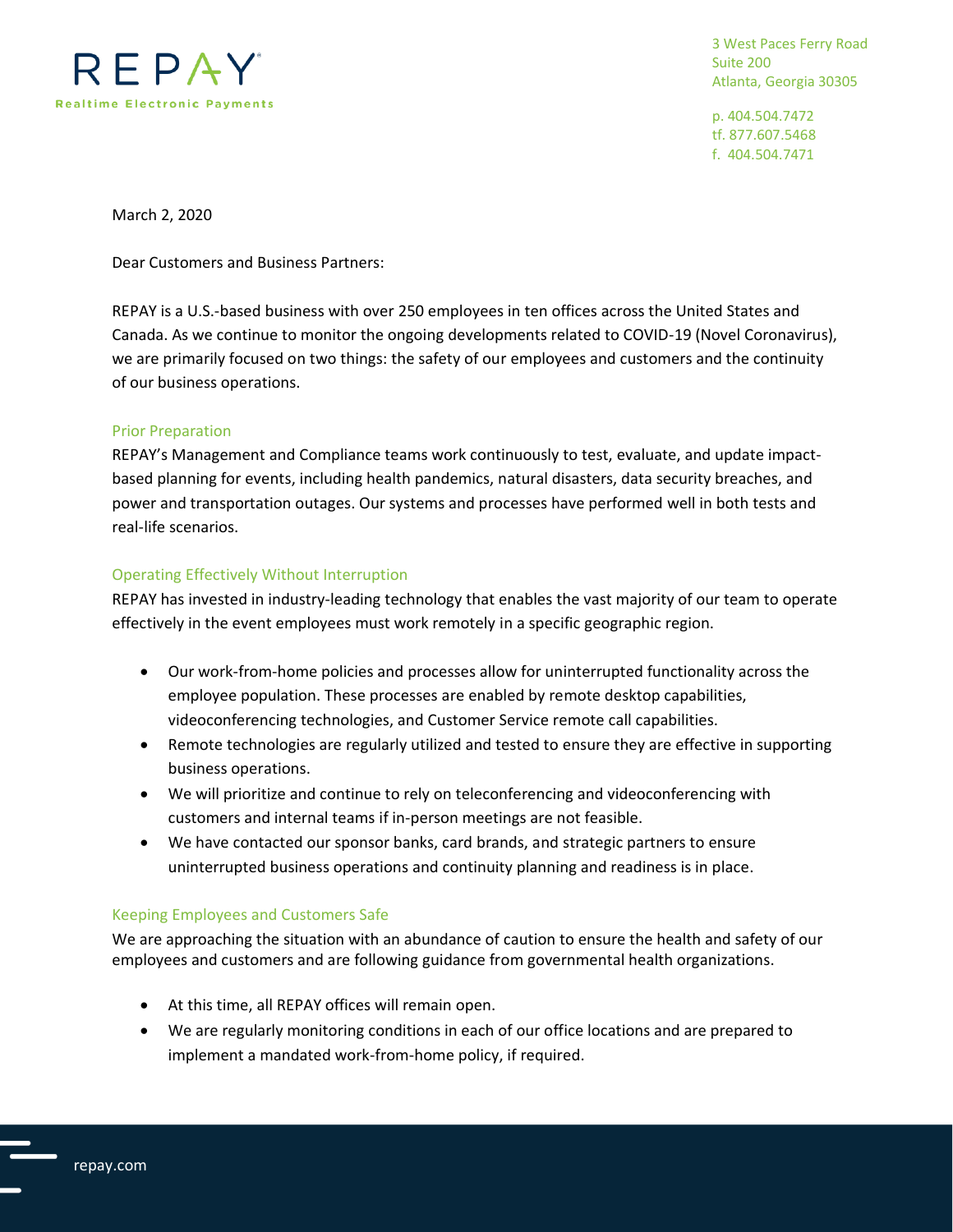REPAY

Realtime Electronic Payments

3 West Paces Ferry Road
Suite 200
Atlanta, Georgia 30305

p. 404.504.7472
tf. 877.607.5468
f. 404.504.7471

March 2, 2020

Dear Customers and Business Partners:

REPAY is a U.S.-based business with over 250 employees in ten offices across the United States and Canada. As we continue to monitor the ongoing developments related to COVID-19 (Novel Coronavirus), we are primarily focused on two things: the safety of our employees and customers and the continuity of our business operations.

## Prior Preparation

REPAY's Management and Compliance teams work continuously to test, evaluate, and update impact-based planning for events, including health pandemics, natural disasters, data security breaches, and power and transportation outages. Our systems and processes have performed well in both tests and real-life scenarios.

## Operating Effectively Without Interruption

REPAY has invested in industry-leading technology that enables the vast majority of our team to operate effectively in the event employees must work remotely in a specific geographic region.

- Our work-from-home policies and processes allow for uninterrupted functionality across the employee population. These processes are enabled by remote desktop capabilities, videoconferencing technologies, and Customer Service remote call capabilities.
- Remote technologies are regularly utilized and tested to ensure they are effective in supporting business operations.
- We will prioritize and continue to rely on teleconferencing and videoconferencing with customers and internal teams if in-person meetings are not feasible.
- We have contacted our sponsor banks, card brands, and strategic partners to ensure uninterrupted business operations and continuity planning and readiness is in place.

## Keeping Employees and Customers Safe

We are approaching the situation with an abundance of caution to ensure the health and safety of our employees and customers and are following guidance from governmental health organizations.

- At this time, all REPAY offices will remain open.
- We are regularly monitoring conditions in each of our office locations and are prepared to implement a mandated work-from-home policy, if required.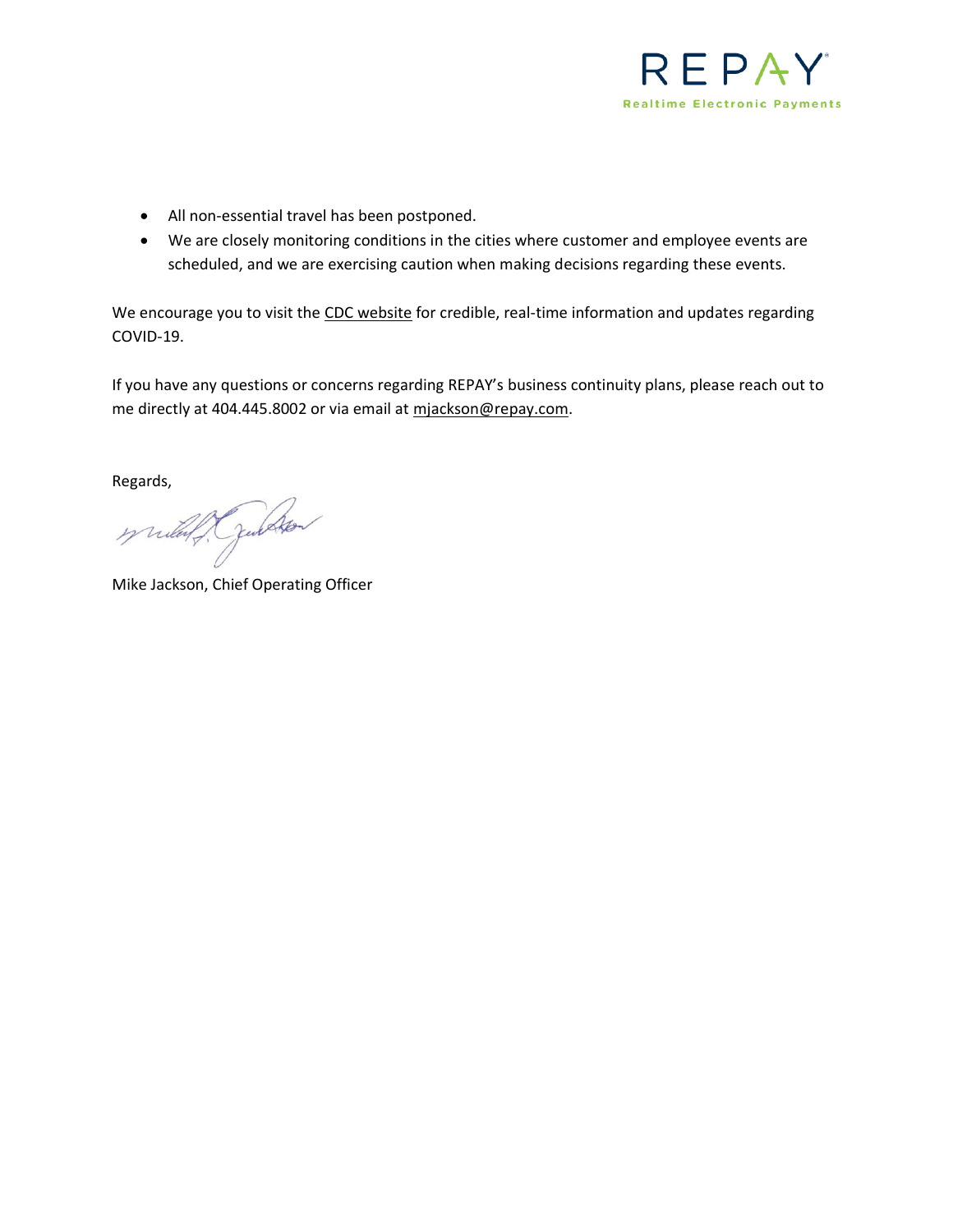- All non-essential travel has been postponed.
- We are closely monitoring conditions in the cities where customer and employee events are scheduled, and we are exercising caution when making decisions regarding these events.

We encourage you to visit the CDC website for credible, real-time information and updates regarding COVID-19.

If you have any questions or concerns regarding REPAY's business continuity plans, please reach out to me directly at 404.445.8002 or via email at mjackson@repay.com.

Regards,

Mike Jackson, Chief Operating Officer